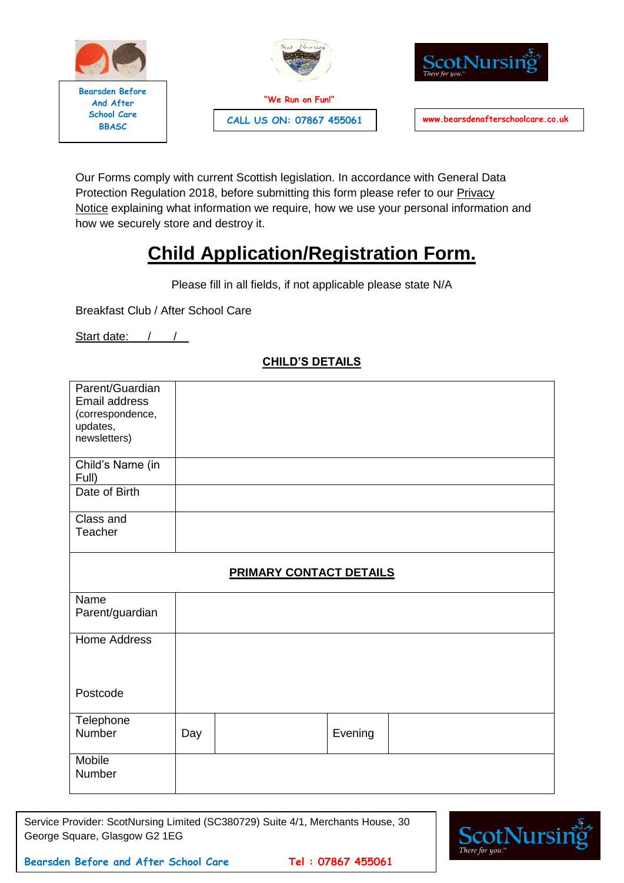Bearsden Before And After School Care BBASC

"We Run on Fun!"

CALL US ON: 07867 455061

ScotNursing There for you.™

www.bearsdenafterschoolcare.co.uk

Our Forms comply with current Scottish legislation. In accordance with General Data Protection Regulation 2018, before submitting this form please refer to our Privacy Notice explaining what information we require, how we use your personal information and how we securely store and destroy it.

# Child Application/Registration Form.

Please fill in all fields, if not applicable please state N/A

Breakfast Club / After School Care

Start date: / /

**CHILD'S DETAILS**

| | | | | |
|---|---|---|---|---|
| Parent/Guardian Email address (correspondence, updates, newsletters) | | | | |
| Child's Name (in Full) | | | | |
| Date of Birth | | | | |
| Class and Teacher | | | | |
| **PRIMARY CONTACT DETAILS** | | | | |
| Name Parent/guardian | | | | |
| Home Address<br><br>Postcode | | | | |
| Telephone Number | Day | | Evening | |
| Mobile Number | | | | |

Service Provider: ScotNursing Limited (SC380729) Suite 4/1, Merchants House, 30 George Square, Glasgow G2 1EG

Bearsden Before and After School Care Tel : 07867 455061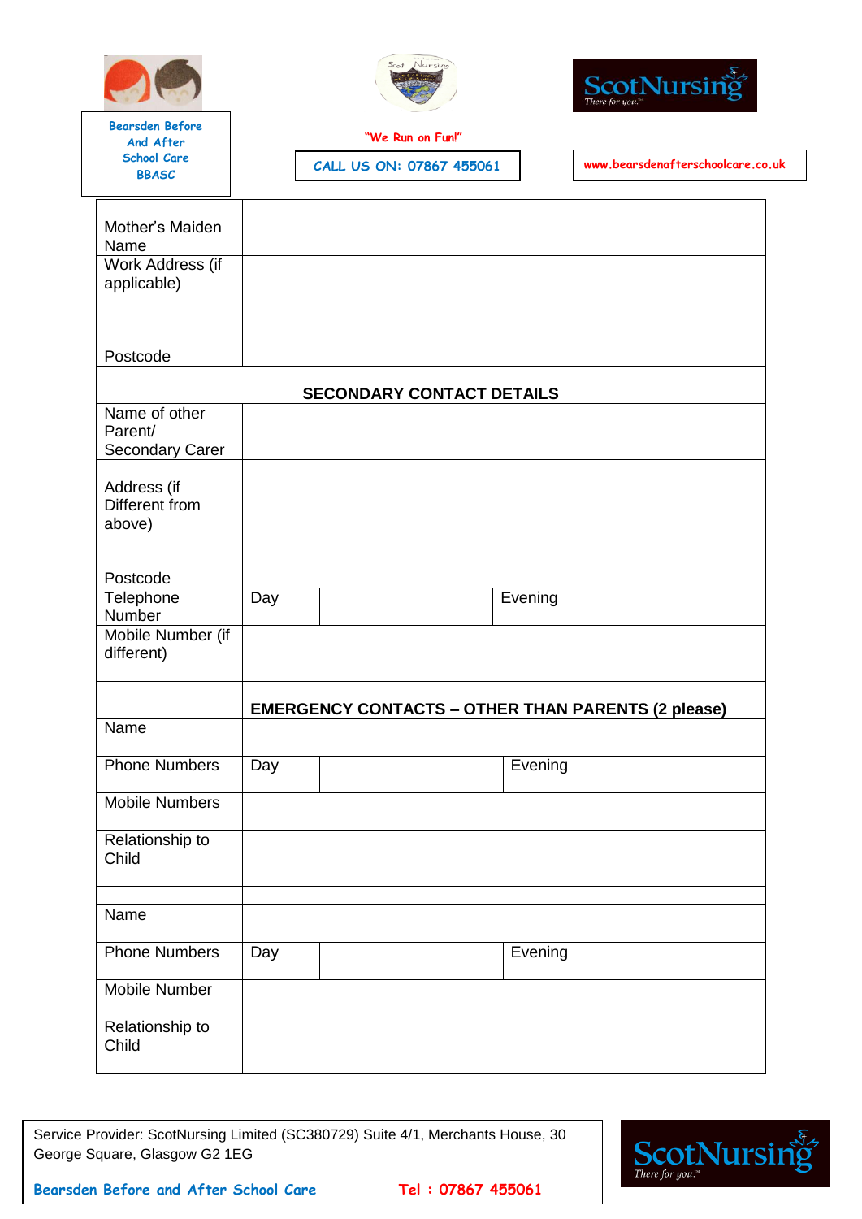Bearsden Before And After School Care BBASC

"We Run on Fun!"

CALL US ON: 07867 455061

www.bearsdenafterschoolcare.co.uk

| | | | | |
|---|---|---|---|---|
| Mother's Maiden Name | | | | |
| Work Address (if applicable)<br><br>Postcode | | | | |
| **SECONDARY CONTACT DETAILS** | | | | |
| Name of other Parent/ Secondary Carer | | | | |
| Address (if Different from above)<br><br>Postcode | | | | |
| Telephone Number | Day | | Evening | |
| Mobile Number (if different) | | | | |
| | **EMERGENCY CONTACTS – OTHER THAN PARENTS (2 please)** | | | |
| Name | | | | |
| Phone Numbers | Day | | Evening | |
| Mobile Numbers | | | | |
| Relationship to Child | | | | |
| | | | | |
| Name | | | | |
| Phone Numbers | Day | | Evening | |
| Mobile Number | | | | |
| Relationship to Child | | | | |

Service Provider: ScotNursing Limited (SC380729) Suite 4/1, Merchants House, 30 George Square, Glasgow G2 1EG

Bearsden Before and After School Care Tel : 07867 455061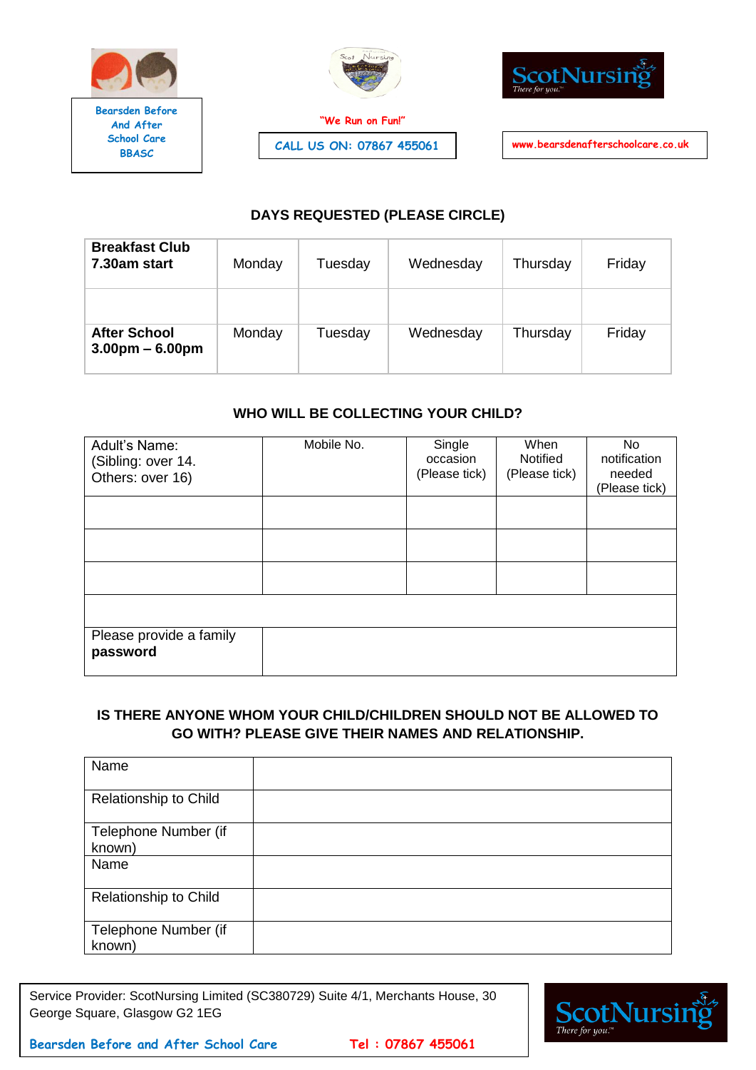Bearsden Before And After School Care BBASC

"We Run on Fun!"

CALL US ON: 07867 455061

www.bearsdenafterschoolcare.co.uk

## DAYS REQUESTED (PLEASE CIRCLE)

| **Breakfast Club 7.30am start** | Monday | Tuesday | Wednesday | Thursday | Friday |
|---|---|---|---|---|---|
| | | | | | |
| **After School 3.00pm – 6.00pm** | Monday | Tuesday | Wednesday | Thursday | Friday |

## WHO WILL BE COLLECTING YOUR CHILD?

| Adult's Name: (Sibling: over 14. Others: over 16) | Mobile No. | Single occasion (Please tick) | When Notified (Please tick) | No notification needed (Please tick) |
|---|---|---|---|---|
| | | | | |
| | | | | |
| | | | | |
| | | | | |
| Please provide a family **password** | | | | |

## IS THERE ANYONE WHOM YOUR CHILD/CHILDREN SHOULD NOT BE ALLOWED TO GO WITH? PLEASE GIVE THEIR NAMES AND RELATIONSHIP.

| Name | |
|---|---|
| Relationship to Child | |
| Telephone Number (if known) | |
| Name | |
| Relationship to Child | |
| Telephone Number (if known) | |

Service Provider: ScotNursing Limited (SC380729) Suite 4/1, Merchants House, 30 George Square, Glasgow G2 1EG

Bearsden Before and After School Care Tel : 07867 455061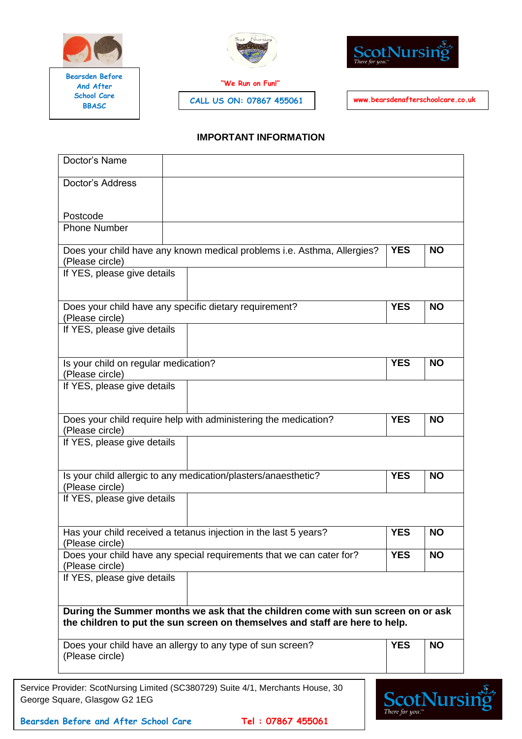Bearsden Before And After School Care BBASC

"We Run on Fun!"

CALL US ON: 07867 455061

www.bearsdenafterschoolcare.co.uk

## IMPORTANT INFORMATION

| Doctor's Name | | | |
|---|---|---|---|
| Doctor's Address<br><br>Postcode | | | |
| Phone Number | | | |
| Does your child have any known medical problems i.e. Asthma, Allergies? (Please circle) | | **YES** | **NO** |
| If YES, please give details | | | |
| Does your child have any specific dietary requirement? (Please circle) | | **YES** | **NO** |
| If YES, please give details | | | |
| Is your child on regular medication? (Please circle) | | **YES** | **NO** |
| If YES, please give details | | | |
| Does your child require help with administering the medication? (Please circle) | | **YES** | **NO** |
| If YES, please give details | | | |
| Is your child allergic to any medication/plasters/anaesthetic? (Please circle) | | **YES** | **NO** |
| If YES, please give details | | | |
| Has your child received a tetanus injection in the last 5 years? (Please circle) | | **YES** | **NO** |
| Does your child have any special requirements that we can cater for? (Please circle) | | **YES** | **NO** |
| If YES, please give details | | | |
| **During the Summer months we ask that the children come with sun screen on or ask the children to put the sun screen on themselves and staff are here to help.** | | | |
| Does your child have an allergy to any type of sun screen? (Please circle) | | **YES** | **NO** |

Service Provider: ScotNursing Limited (SC380729) Suite 4/1, Merchants House, 30 George Square, Glasgow G2 1EG

Bearsden Before and After School Care Tel : 07867 455061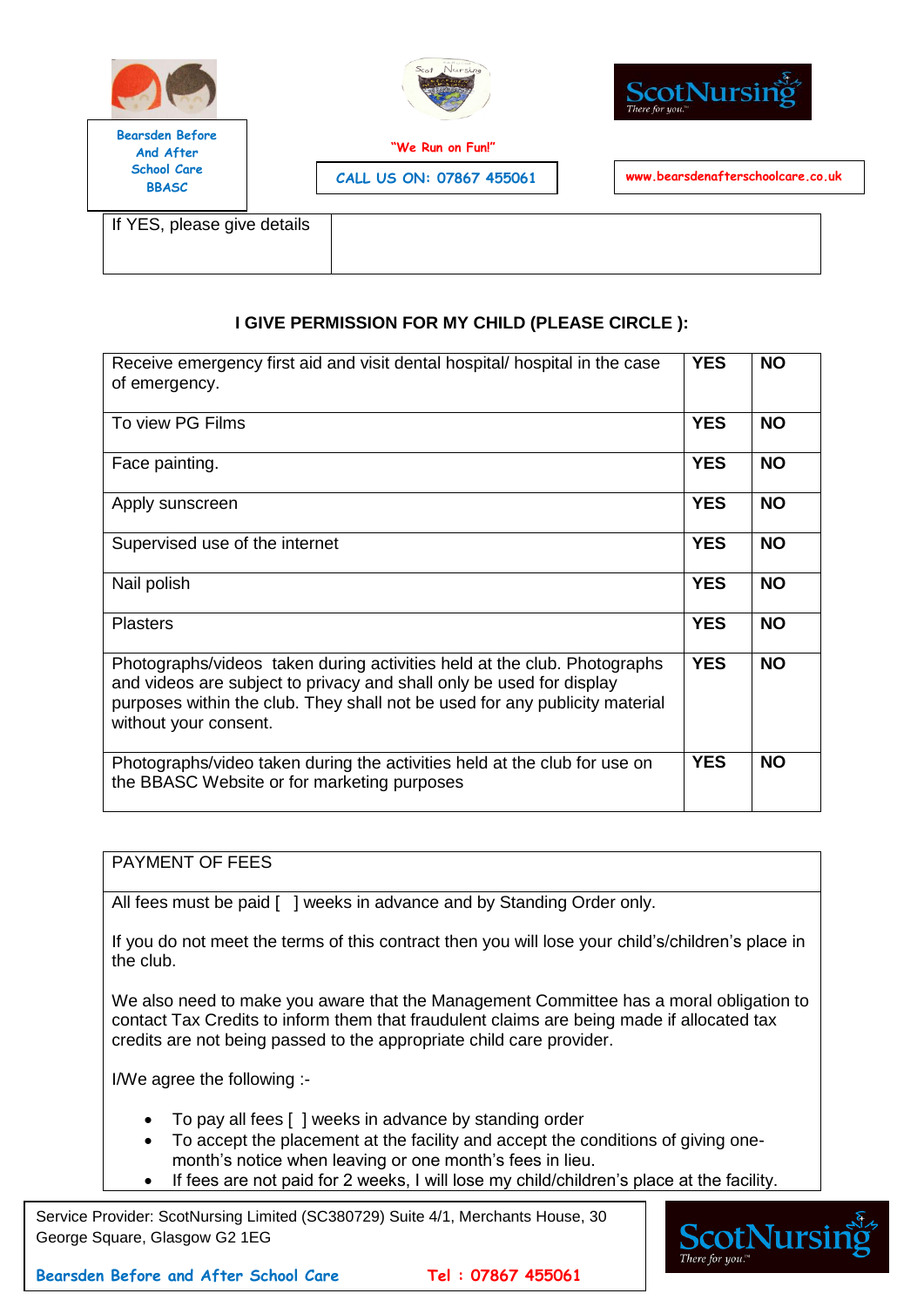| If YES, please give details | |
|---|---|

**I GIVE PERMISSION FOR MY CHILD (PLEASE CIRCLE ):**

| | | |
|---|---|---|
| Receive emergency first aid and visit dental hospital/ hospital in the case of emergency. | **YES** | **NO** |
| To view PG Films | **YES** | **NO** |
| Face painting. | **YES** | **NO** |
| Apply sunscreen | **YES** | **NO** |
| Supervised use of the internet | **YES** | **NO** |
| Nail polish | **YES** | **NO** |
| Plasters | **YES** | **NO** |
| Photographs/videos taken during activities held at the club. Photographs and videos are subject to privacy and shall only be used for display purposes within the club. They shall not be used for any publicity material without your consent. | **YES** | **NO** |
| Photographs/video taken during the activities held at the club for use on the BBASC Website or for marketing purposes | **YES** | **NO** |

PAYMENT OF FEES

All fees must be paid [ ] weeks in advance and by Standing Order only.

If you do not meet the terms of this contract then you will lose your child's/children's place in the club.

We also need to make you aware that the Management Committee has a moral obligation to contact Tax Credits to inform them that fraudulent claims are being made if allocated tax credits are not being passed to the appropriate child care provider.

I/We agree the following :-

- To pay all fees [ ] weeks in advance by standing order
- To accept the placement at the facility and accept the conditions of giving one-month's notice when leaving or one month's fees in lieu.
- If fees are not paid for 2 weeks, I will lose my child/children's place at the facility.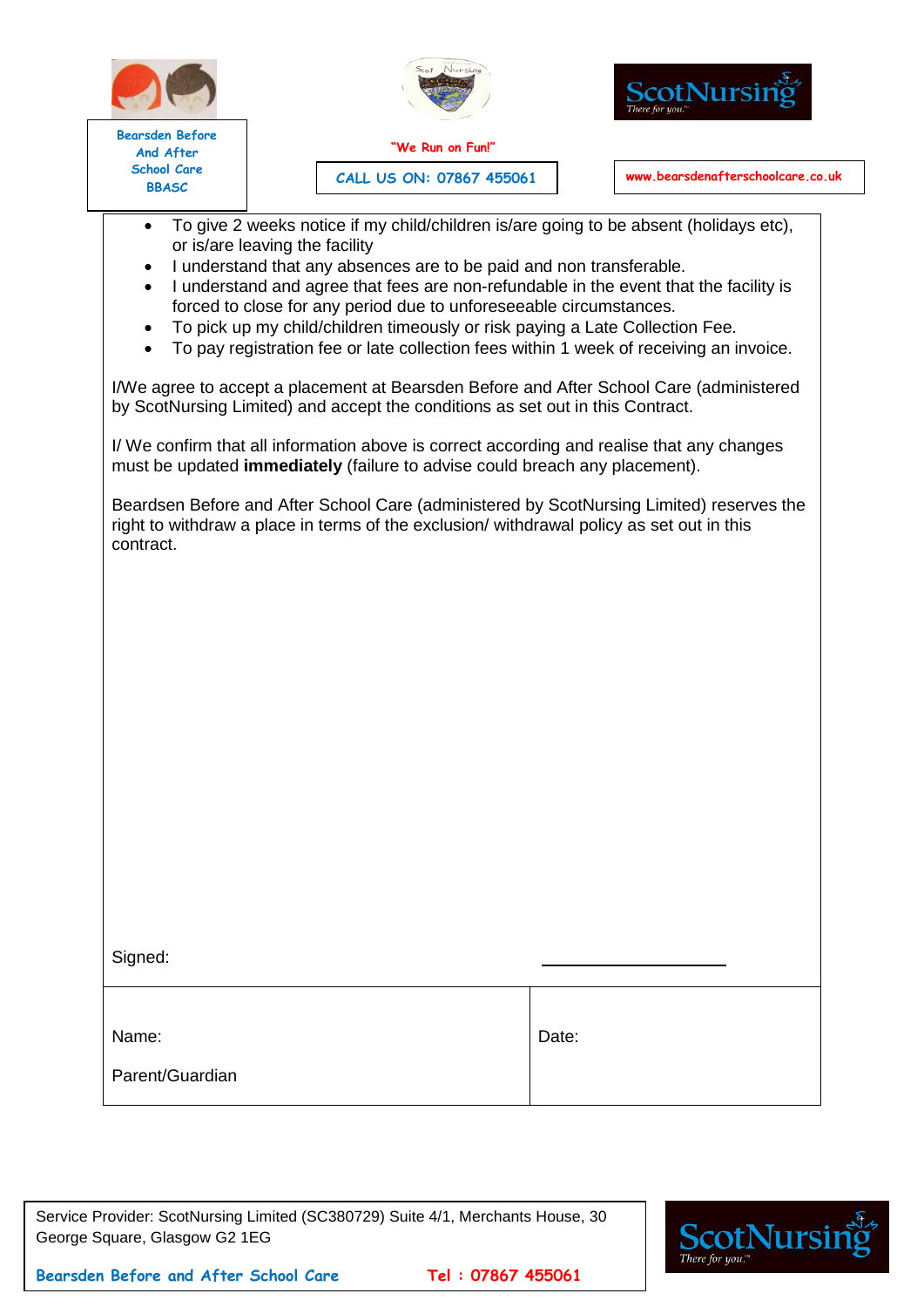- To give 2 weeks notice if my child/children is/are going to be absent (holidays etc), or is/are leaving the facility
- I understand that any absences are to be paid and non transferable.
- I understand and agree that fees are non-refundable in the event that the facility is forced to close for any period due to unforeseeable circumstances.
- To pick up my child/children timeously or risk paying a Late Collection Fee.
- To pay registration fee or late collection fees within 1 week of receiving an invoice.

I/We agree to accept a placement at Bearsden Before and After School Care (administered by ScotNursing Limited) and accept the conditions as set out in this Contract.

I/ We confirm that all information above is correct according and realise that any changes must be updated **immediately** (failure to advise could breach any placement).

Beardsen Before and After School Care (administered by ScotNursing Limited) reserves the right to withdraw a place in terms of the exclusion/ withdrawal policy as set out in this contract.

Signed: \_\_\_\_\_\_\_\_\_\_\_\_\_\_\_\_\_\_\_\_

| Name:<br><br>Parent/Guardian | Date: |
|---|---|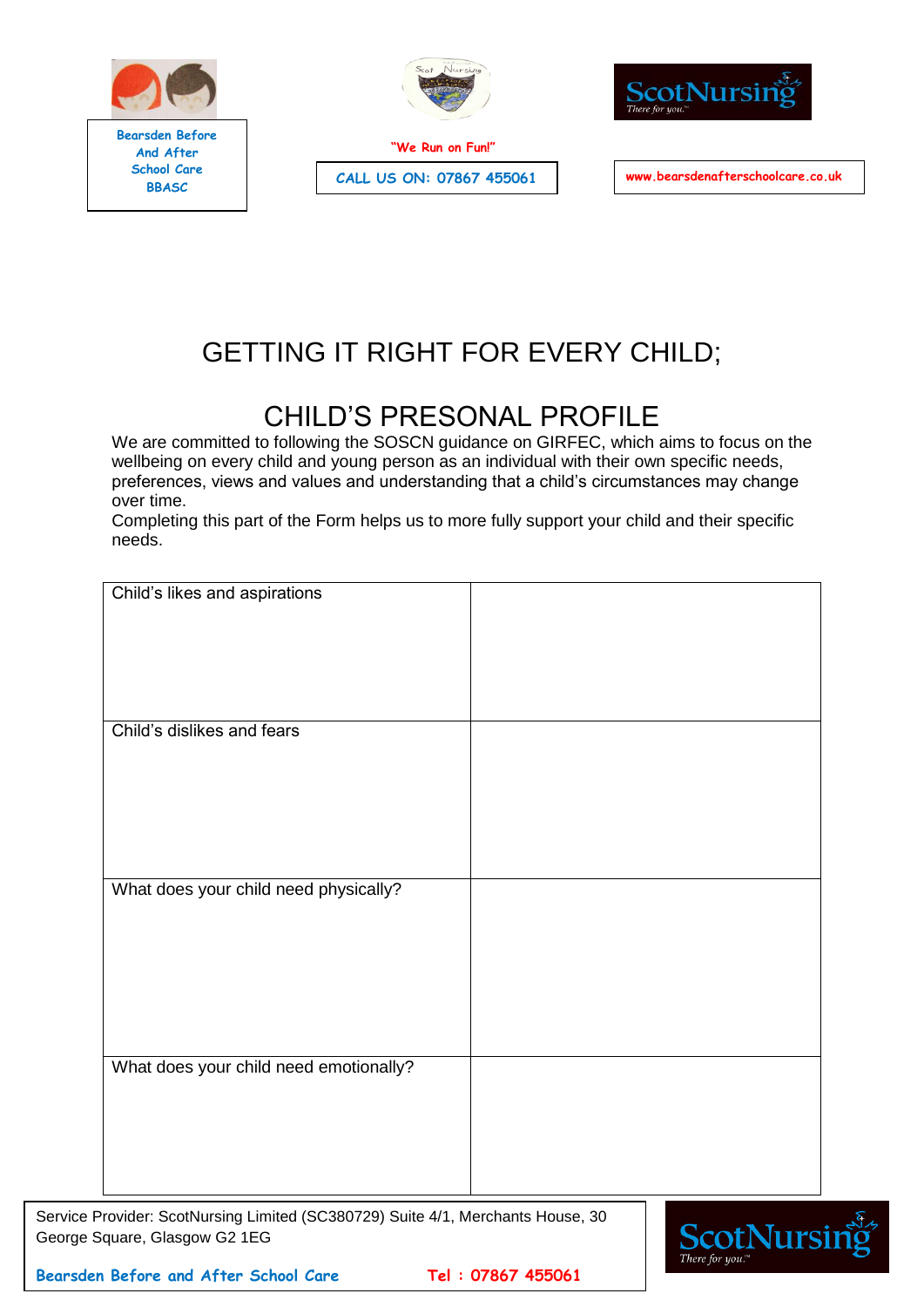Bearsden Before And After School Care BBASC

"We Run on Fun!"

CALL US ON: 07867 455061

www.bearsdenafterschoolcare.co.uk

# GETTING IT RIGHT FOR EVERY CHILD;

# CHILD'S PRESONAL PROFILE

We are committed to following the SOSCN guidance on GIRFEC, which aims to focus on the wellbeing on every child and young person as an individual with their own specific needs, preferences, views and values and understanding that a child's circumstances may change over time.

Completing this part of the Form helps us to more fully support your child and their specific needs.

| | |
|---|---|
| Child's likes and aspirations | |
| Child's dislikes and fears | |
| What does your child need physically? | |
| What does your child need emotionally? | |

Service Provider: ScotNursing Limited (SC380729) Suite 4/1, Merchants House, 30 George Square, Glasgow G2 1EG

Bearsden Before and After School Care Tel : 07867 455061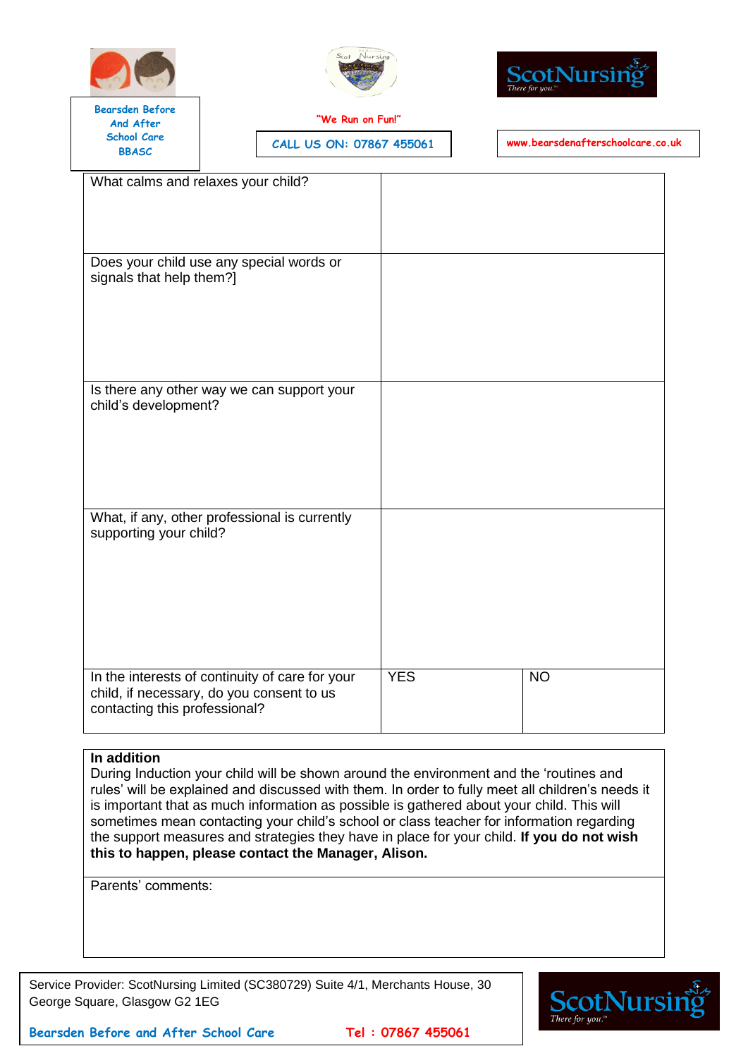| | | |
|---|---|---|
| What calms and relaxes your child? | | |
| Does your child use any special words or signals that help them?] | | |
| Is there any other way we can support your child's development? | | |
| What, if any, other professional is currently supporting your child? | | |
| In the interests of continuity of care for your child, if necessary, do you consent to us contacting this professional? | YES | NO |

**In addition**
During Induction your child will be shown around the environment and the 'routines and rules' will be explained and discussed with them. In order to fully meet all children's needs it is important that as much information as possible is gathered about your child. This will sometimes mean contacting your child's school or class teacher for information regarding the support measures and strategies they have in place for your child. **If you do not wish this to happen, please contact the Manager, Alison.**

Parents' comments: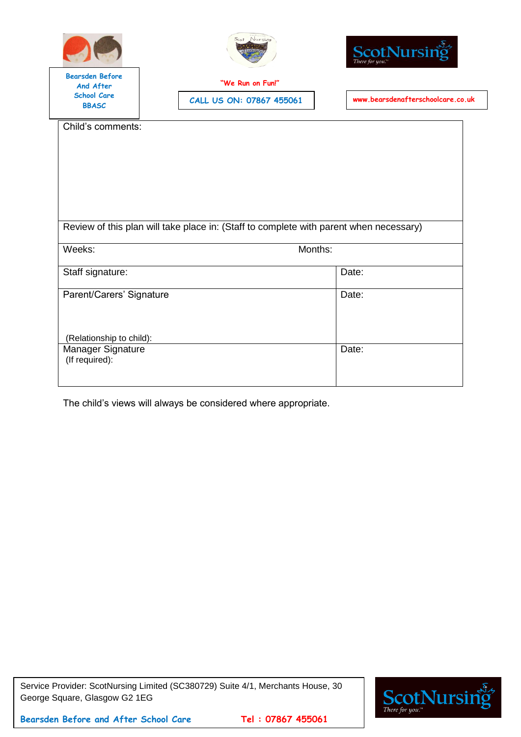Bearsden Before And After School Care BBASC

"We Run on Fun!"

CALL US ON: 07867 455061

www.bearsdenafterschoolcare.co.uk

| | |
|---|---|
| Child's comments: | |
| Review of this plan will take place in: (Staff to complete with parent when necessary) | |
| Weeks: | Months: |
| Staff signature: | Date: |
| Parent/Carers' Signature<br><br>(Relationship to child): | Date: |
| Manager Signature<br>(If required): | Date: |

The child's views will always be considered where appropriate.

Service Provider: ScotNursing Limited (SC380729) Suite 4/1, Merchants House, 30 George Square, Glasgow G2 1EG

Bearsden Before and After School Care Tel : 07867 455061